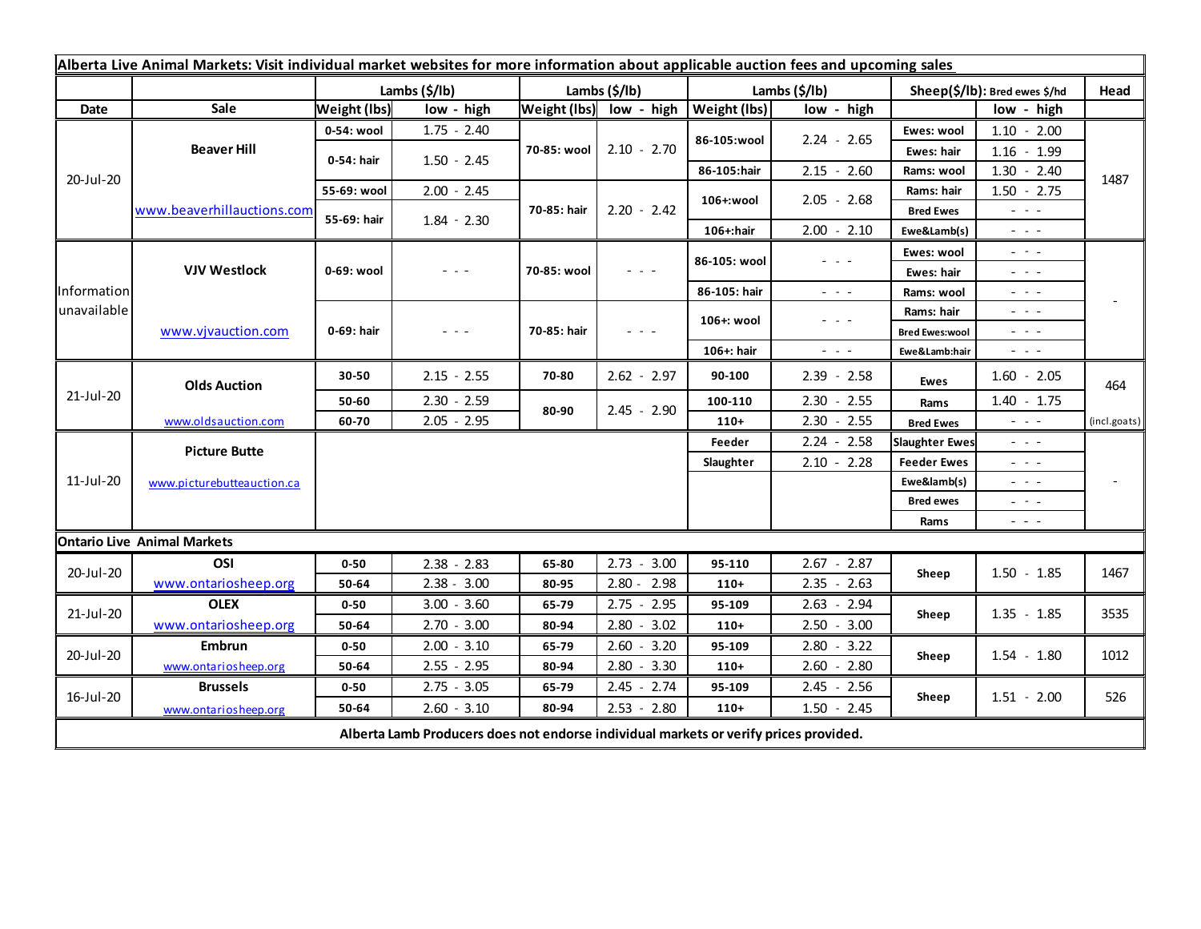**Alberta Live Animal Markets: Visit individual market websites for more information about applicable auction fees and upcoming sales**

| Date | Sale | Lambs ($/lb) Weight (lbs) | low - high | Lambs ($/lb) Weight (lbs) | low - high | Lambs ($/lb) Weight (lbs) | low - high | Sheep($/lb): Bred ewes $/hd | low - high | Head |
|---|---|---|---|---|---|---|---|---|---|---|
| 20-Jul-20 | Beaver Hill | 0-54: wool | 1.75 - 2.40 | 70-85: wool | 2.10 - 2.70 | 86-105:wool | 2.24 - 2.65 | Ewes: wool | 1.10 - 2.00 | 1487 |
| | | 0-54: hair | 1.50 - 2.45 | | | | | Ewes: hair | 1.16 - 1.99 | |
| | | | | | | 86-105:hair | 2.15 - 2.60 | Rams: wool | 1.30 - 2.40 | |
| | www.beaverhillauctions.com | 55-69: wool | 2.00 - 2.45 | 70-85: hair | 2.20 - 2.42 | 106+:wool | 2.05 - 2.68 | Rams: hair | 1.50 - 2.75 | |
| | | 55-69: hair | 1.84 - 2.30 | | | | | Bred Ewes | - - - | |
| | | | | | | 106+:hair | 2.00 - 2.10 | Ewe&Lamb(s) | - - - | |
| Information unavailable | VJV Westlock | 0-69: wool | - - - | 70-85: wool | - - - | 86-105: wool | - - - | Ewes: wool | - - - | - |
| | | | | | | | | Ewes: hair | - - - | |
| | | | | | | 86-105: hair | - - - | Rams: wool | - - - | |
| | www.vjvauction.com | 0-69: hair | - - - | 70-85: hair | - - - | 106+: wool | - - - | Rams: hair | - - - | |
| | | | | | | | | Bred Ewes:wool | - - - | |
| | | | | | | 106+: hair | - - - | Ewe&Lamb:hair | - - - | |
| 21-Jul-20 | Olds Auction | 30-50 | 2.15 - 2.55 | 70-80 | 2.62 - 2.97 | 90-100 | 2.39 - 2.58 | Ewes | 1.60 - 2.05 | 464 |
| | | 50-60 | 2.30 - 2.59 | 80-90 | 2.45 - 2.90 | 100-110 | 2.30 - 2.55 | Rams | 1.40 - 1.75 | |
| | www.oldsauction.com | 60-70 | 2.05 - 2.95 | | | 110+ | 2.30 - 2.55 | Bred Ewes | - - - | (incl.goats) |
| 11-Jul-20 | Picture Butte | | | | | Feeder | 2.24 - 2.58 | Slaughter Ewes | - - - | - |
| | | | | | | Slaughter | 2.10 - 2.28 | Feeder Ewes | - - - | |
| | www.picturebutteauction.ca | | | | | | | Ewe&lamb(s) | - - - | |
| | | | | | | | | Bred ewes | - - - | |
| | | | | | | | | Rams | - - - | |

**Ontario Live Animal Markets**

| Date | Sale | Weight (lbs) | low - high | Weight (lbs) | low - high | Weight (lbs) | low - high | | low - high | Head |
|---|---|---|---|---|---|---|---|---|---|---|
| 20-Jul-20 | OSI www.ontariosheep.org | 0-50 | 2.38 - 2.83 | 65-80 | 2.73 - 3.00 | 95-110 | 2.67 - 2.87 | Sheep | 1.50 - 1.85 | 1467 |
| | | 50-64 | 2.38 - 3.00 | 80-95 | 2.80 - 2.98 | 110+ | 2.35 - 2.63 | | | |
| 21-Jul-20 | OLEX www.ontariosheep.org | 0-50 | 3.00 - 3.60 | 65-79 | 2.75 - 2.95 | 95-109 | 2.63 - 2.94 | Sheep | 1.35 - 1.85 | 3535 |
| | | 50-64 | 2.70 - 3.00 | 80-94 | 2.80 - 3.02 | 110+ | 2.50 - 3.00 | | | |
| 20-Jul-20 | Embrun www.ontariosheep.org | 0-50 | 2.00 - 3.10 | 65-79 | 2.60 - 3.20 | 95-109 | 2.80 - 3.22 | Sheep | 1.54 - 1.80 | 1012 |
| | | 50-64 | 2.55 - 2.95 | 80-94 | 2.80 - 3.30 | 110+ | 2.60 - 2.80 | | | |
| 16-Jul-20 | Brussels www.ontariosheep.org | 0-50 | 2.75 - 3.05 | 65-79 | 2.45 - 2.74 | 95-109 | 2.45 - 2.56 | Sheep | 1.51 - 2.00 | 526 |
| | | 50-64 | 2.60 - 3.10 | 80-94 | 2.53 - 2.80 | 110+ | 1.50 - 2.45 | | | |

**Alberta Lamb Producers does not endorse individual markets or verify prices provided.**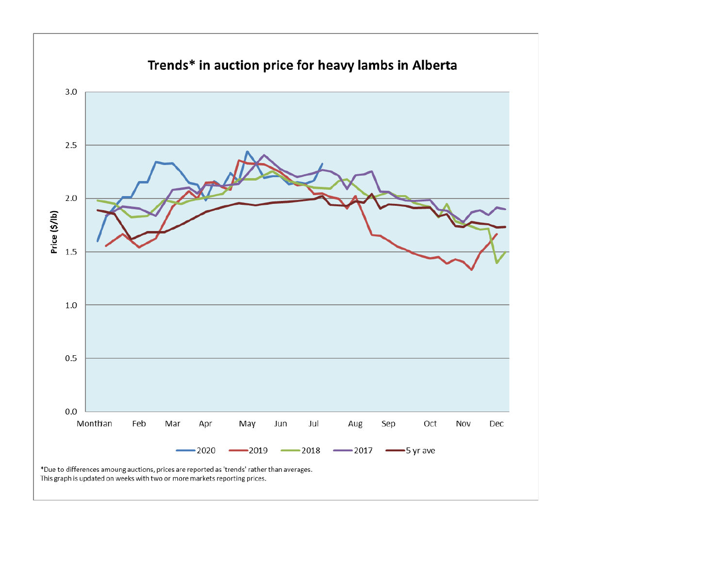Trends* in auction price for heavy lambs in Alberta

Price ($/lb)

3.0
2.5
2.0
1.5
1.0
0.5
0.0

Month Jan Feb Mar Apr May Jun Jul Aug Sep Oct Nov Dec

2020 2019 2018 2017 5 yr ave

*Due to differences amoung auctions, prices are reported as 'trends' rather than averages.
This graph is updated on weeks with two or more markets reporting prices.